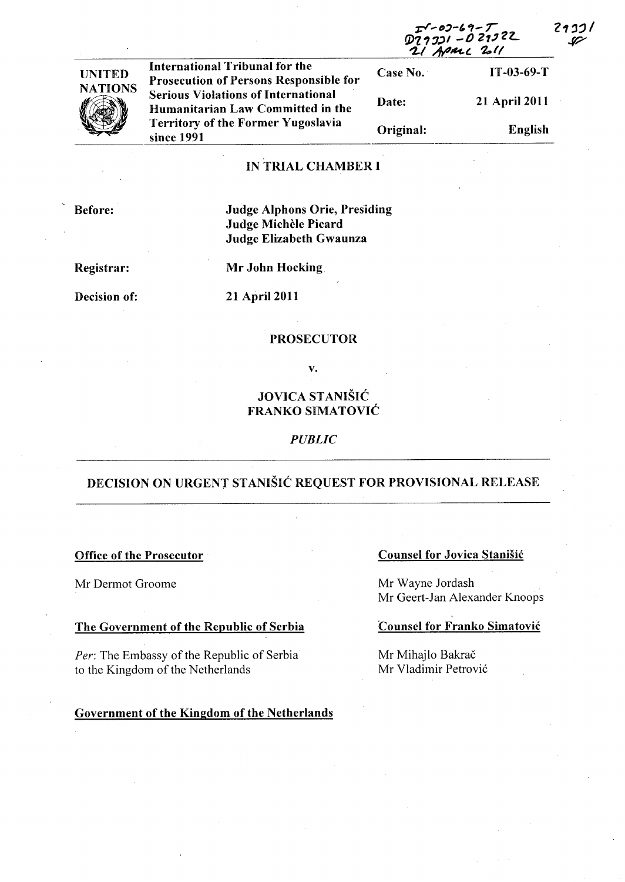IT-03-69-T
D27331 - D27322
21 April 2011

27331

| UNITED NATIONS | International Tribunal for the Prosecution of Persons Responsible for Serious Violations of International Humanitarian Law Committed in the Territory of the Former Yugoslavia since 1991 | Case No. | IT-03-69-T |
|---|---|---|---|
| | | Date: | 21 April 2011 |
| | | Original: | English |

## IN TRIAL CHAMBER I

**Before:** **Judge Alphons Orie, Presiding**
**Judge Michèle Picard**
**Judge Elizabeth Gwaunza**

**Registrar:** **Mr John Hocking**

**Decision of:** **21 April 2011**

**PROSECUTOR**

**v.**

**JOVICA STANIŠIĆ**
**FRANKO SIMATOVIĆ**

*PUBLIC*

# DECISION ON URGENT STANIŠIĆ REQUEST FOR PROVISIONAL RELEASE

**Office of the Prosecutor**

Mr Dermot Groome

**The Government of the Republic of Serbia**

*Per*: The Embassy of the Republic of Serbia to the Kingdom of the Netherlands

**Government of the Kingdom of the Netherlands**

**Counsel for Jovica Stanišić**

Mr Wayne Jordash
Mr Geert-Jan Alexander Knoops

**Counsel for Franko Simatović**

Mr Mihajlo Bakrač
Mr Vladimir Petrović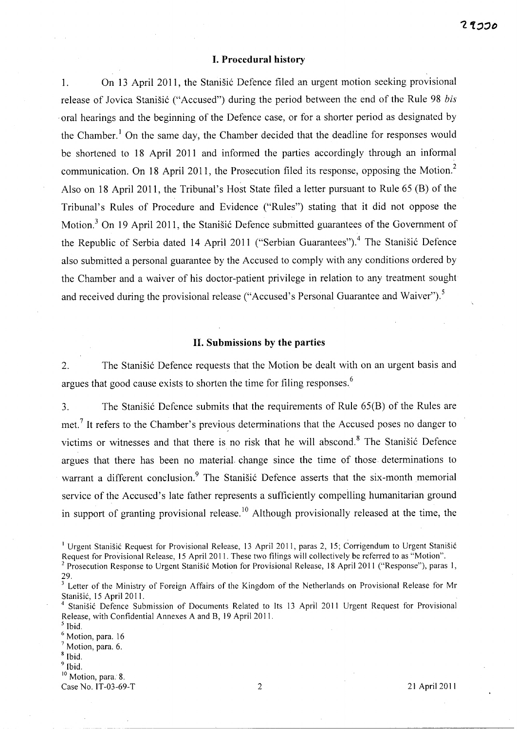## I. Procedural history

1. On 13 April 2011, the Stanišić Defence filed an urgent motion seeking provisional release of Jovica Stanišić ("Accused") during the period between the end of the Rule 98 *bis* oral hearings and the beginning of the Defence case, or for a shorter period as designated by the Chamber.[1] On the same day, the Chamber decided that the deadline for responses would be shortened to 18 April 2011 and informed the parties accordingly through an informal communication. On 18 April 2011, the Prosecution filed its response, opposing the Motion.[2] Also on 18 April 2011, the Tribunal's Host State filed a letter pursuant to Rule 65 (B) of the Tribunal's Rules of Procedure and Evidence ("Rules") stating that it did not oppose the Motion.[3] On 19 April 2011, the Stanišić Defence submitted guarantees of the Government of the Republic of Serbia dated 14 April 2011 ("Serbian Guarantees").[4] The Stanišić Defence also submitted a personal guarantee by the Accused to comply with any conditions ordered by the Chamber and a waiver of his doctor-patient privilege in relation to any treatment sought and received during the provisional release ("Accused's Personal Guarantee and Waiver").[5]

## II. Submissions by the parties

2. The Stanišić Defence requests that the Motion be dealt with on an urgent basis and argues that good cause exists to shorten the time for filing responses.[6]

3. The Stanišić Defence submits that the requirements of Rule 65(B) of the Rules are met.[7] It refers to the Chamber's previous determinations that the Accused poses no danger to victims or witnesses and that there is no risk that he will abscond.[8] The Stanišić Defence argues that there has been no material change since the time of those determinations to warrant a different conclusion.[9] The Stanišić Defence asserts that the six-month memorial service of the Accused's late father represents a sufficiently compelling humanitarian ground in support of granting provisional release.[10] Although provisionally released at the time, the

---

[1] Urgent Stanišić Request for Provisional Release, 13 April 2011, paras 2, 15; Corrigendum to Urgent Stanišić Request for Provisional Release, 15 April 2011. These two filings will collectively be referred to as "Motion".

[2] Prosecution Response to Urgent Stanišić Motion for Provisional Release, 18 April 2011 ("Response"), paras 1, 29.

[3] Letter of the Ministry of Foreign Affairs of the Kingdom of the Netherlands on Provisional Release for Mr Stanišić, 15 April 2011.

[4] Stanišić Defence Submission of Documents Related to Its 13 April 2011 Urgent Request for Provisional Release, with Confidential Annexes A and B, 19 April 2011.

[5] Ibid.

[6] Motion, para. 16

[7] Motion, para. 6.

[8] Ibid.

[9] Ibid.

[10] Motion, para. 8.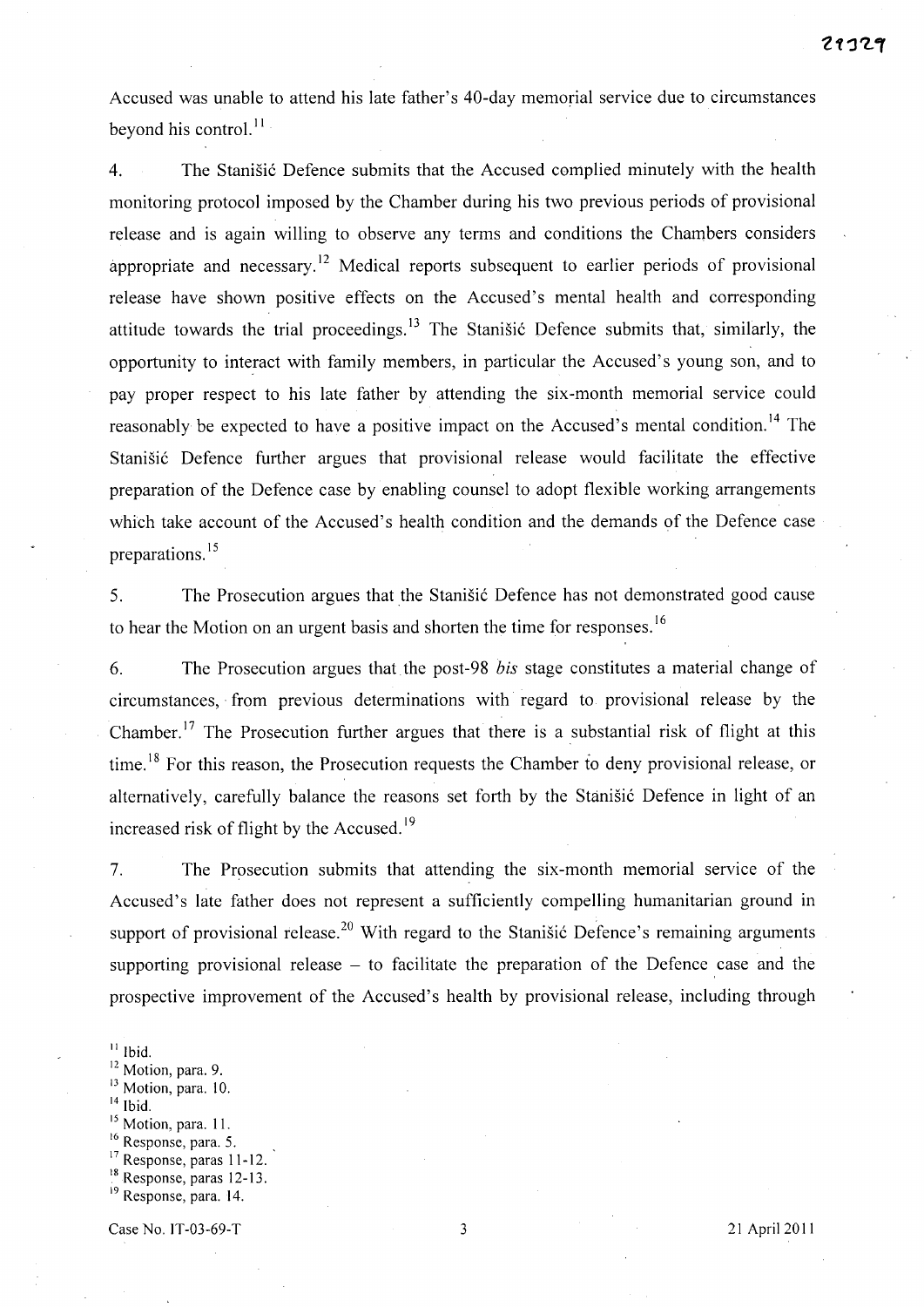Accused was unable to attend his late father's 40-day memorial service due to circumstances beyond his control.[11]

4. The Stanišić Defence submits that the Accused complied minutely with the health monitoring protocol imposed by the Chamber during his two previous periods of provisional release and is again willing to observe any terms and conditions the Chambers considers appropriate and necessary.[12] Medical reports subsequent to earlier periods of provisional release have shown positive effects on the Accused's mental health and corresponding attitude towards the trial proceedings.[13] The Stanišić Defence submits that, similarly, the opportunity to interact with family members, in particular the Accused's young son, and to pay proper respect to his late father by attending the six-month memorial service could reasonably be expected to have a positive impact on the Accused's mental condition.[14] The Stanišić Defence further argues that provisional release would facilitate the effective preparation of the Defence case by enabling counsel to adopt flexible working arrangements which take account of the Accused's health condition and the demands of the Defence case preparations.[15]

5. The Prosecution argues that the Stanišić Defence has not demonstrated good cause to hear the Motion on an urgent basis and shorten the time for responses.[16]

6. The Prosecution argues that the post-98 *bis* stage constitutes a material change of circumstances, from previous determinations with regard to provisional release by the Chamber.[17] The Prosecution further argues that there is a substantial risk of flight at this time.[18] For this reason, the Prosecution requests the Chamber to deny provisional release, or alternatively, carefully balance the reasons set forth by the Stanišić Defence in light of an increased risk of flight by the Accused.[19]

7. The Prosecution submits that attending the six-month memorial service of the Accused's late father does not represent a sufficiently compelling humanitarian ground in support of provisional release.[20] With regard to the Stanišić Defence's remaining arguments supporting provisional release – to facilitate the preparation of the Defence case and the prospective improvement of the Accused's health by provisional release, including through

[11] Ibid.
[12] Motion, para. 9.
[13] Motion, para. 10.
[14] Ibid.
[15] Motion, para. 11.
[16] Response, para. 5.
[17] Response, paras 11-12.
[18] Response, paras 12-13.
[19] Response, para. 14.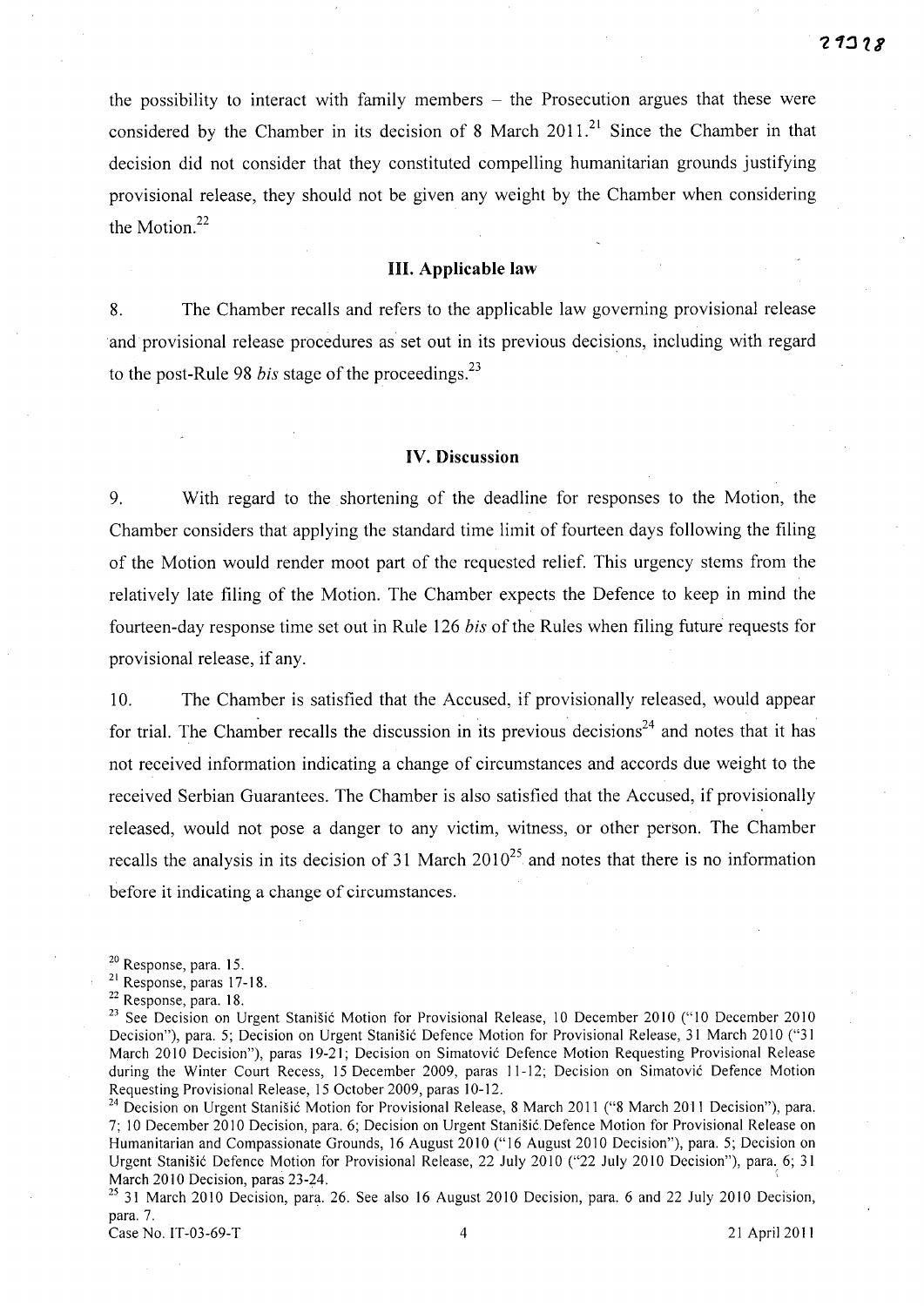the possibility to interact with family members – the Prosecution argues that these were considered by the Chamber in its decision of 8 March 2011.[21] Since the Chamber in that decision did not consider that they constituted compelling humanitarian grounds justifying provisional release, they should not be given any weight by the Chamber when considering the Motion.[22]

## III. Applicable law

8. The Chamber recalls and refers to the applicable law governing provisional release and provisional release procedures as set out in its previous decisions, including with regard to the post-Rule 98 *bis* stage of the proceedings.[23]

## IV. Discussion

9. With regard to the shortening of the deadline for responses to the Motion, the Chamber considers that applying the standard time limit of fourteen days following the filing of the Motion would render moot part of the requested relief. This urgency stems from the relatively late filing of the Motion. The Chamber expects the Defence to keep in mind the fourteen-day response time set out in Rule 126 *bis* of the Rules when filing future requests for provisional release, if any.

10. The Chamber is satisfied that the Accused, if provisionally released, would appear for trial. The Chamber recalls the discussion in its previous decisions[24] and notes that it has not received information indicating a change of circumstances and accords due weight to the received Serbian Guarantees. The Chamber is also satisfied that the Accused, if provisionally released, would not pose a danger to any victim, witness, or other person. The Chamber recalls the analysis in its decision of 31 March 2010[25] and notes that there is no information before it indicating a change of circumstances.

---

[20] Response, para. 15.

[21] Response, paras 17-18.

[22] Response, para. 18.

[23] See Decision on Urgent Stanišić Motion for Provisional Release, 10 December 2010 ("10 December 2010 Decision"), para. 5; Decision on Urgent Stanišić Defence Motion for Provisional Release, 31 March 2010 ("31 March 2010 Decision"), paras 19-21; Decision on Simatović Defence Motion Requesting Provisional Release during the Winter Court Recess, 15 December 2009, paras 11-12; Decision on Simatović Defence Motion Requesting Provisional Release, 15 October 2009, paras 10-12.

[24] Decision on Urgent Stanišić Motion for Provisional Release, 8 March 2011 ("8 March 2011 Decision"), para. 7; 10 December 2010 Decision, para. 6; Decision on Urgent Stanišić Defence Motion for Provisional Release on Humanitarian and Compassionate Grounds, 16 August 2010 ("16 August 2010 Decision"), para. 5; Decision on Urgent Stanišić Defence Motion for Provisional Release, 22 July 2010 ("22 July 2010 Decision"), para. 6; 31 March 2010 Decision, paras 23-24.

[25] 31 March 2010 Decision, para. 26. See also 16 August 2010 Decision, para. 6 and 22 July 2010 Decision, para. 7.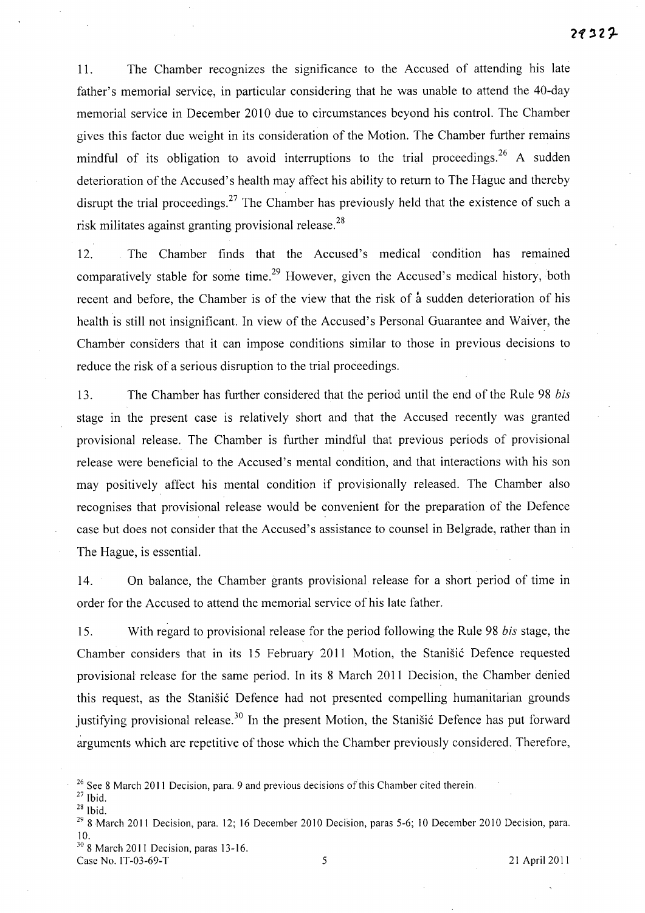11. The Chamber recognizes the significance to the Accused of attending his late father's memorial service, in particular considering that he was unable to attend the 40-day memorial service in December 2010 due to circumstances beyond his control. The Chamber gives this factor due weight in its consideration of the Motion. The Chamber further remains mindful of its obligation to avoid interruptions to the trial proceedings.[26] A sudden deterioration of the Accused's health may affect his ability to return to The Hague and thereby disrupt the trial proceedings.[27] The Chamber has previously held that the existence of such a risk militates against granting provisional release.[28]

12. The Chamber finds that the Accused's medical condition has remained comparatively stable for some time.[29] However, given the Accused's medical history, both recent and before, the Chamber is of the view that the risk of a sudden deterioration of his health is still not insignificant. In view of the Accused's Personal Guarantee and Waiver, the Chamber considers that it can impose conditions similar to those in previous decisions to reduce the risk of a serious disruption to the trial proceedings.

13. The Chamber has further considered that the period until the end of the Rule 98 *bis* stage in the present case is relatively short and that the Accused recently was granted provisional release. The Chamber is further mindful that previous periods of provisional release were beneficial to the Accused's mental condition, and that interactions with his son may positively affect his mental condition if provisionally released. The Chamber also recognises that provisional release would be convenient for the preparation of the Defence case but does not consider that the Accused's assistance to counsel in Belgrade, rather than in The Hague, is essential.

14. On balance, the Chamber grants provisional release for a short period of time in order for the Accused to attend the memorial service of his late father.

15. With regard to provisional release for the period following the Rule 98 *bis* stage, the Chamber considers that in its 15 February 2011 Motion, the Stanišić Defence requested provisional release for the same period. In its 8 March 2011 Decision, the Chamber denied this request, as the Stanišić Defence had not presented compelling humanitarian grounds justifying provisional release.[30] In the present Motion, the Stanišić Defence has put forward arguments which are repetitive of those which the Chamber previously considered. Therefore,

---

[26] See 8 March 2011 Decision, para. 9 and previous decisions of this Chamber cited therein.

[27] Ibid.

[28] Ibid.

[29] 8 March 2011 Decision, para. 12; 16 December 2010 Decision, paras 5-6; 10 December 2010 Decision, para. 10.

[30] 8 March 2011 Decision, paras 13-16.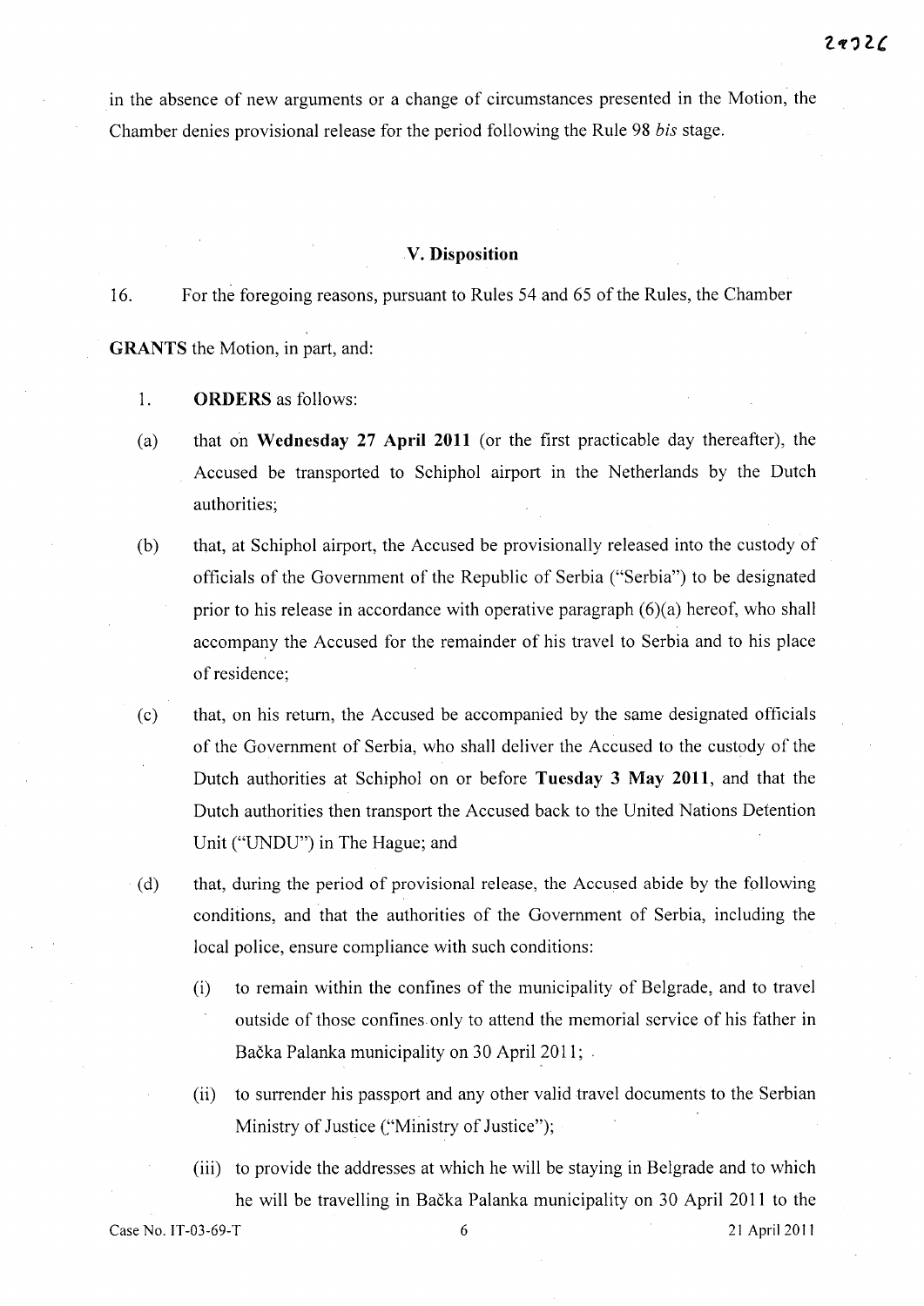in the absence of new arguments or a change of circumstances presented in the Motion, the Chamber denies provisional release for the period following the Rule 98 *bis* stage.

## V. Disposition

16. For the foregoing reasons, pursuant to Rules 54 and 65 of the Rules, the Chamber

**GRANTS** the Motion, in part, and:

1. **ORDERS** as follows:

(a) that on **Wednesday 27 April 2011** (or the first practicable day thereafter), the Accused be transported to Schiphol airport in the Netherlands by the Dutch authorities;

(b) that, at Schiphol airport, the Accused be provisionally released into the custody of officials of the Government of the Republic of Serbia ("Serbia") to be designated prior to his release in accordance with operative paragraph (6)(a) hereof, who shall accompany the Accused for the remainder of his travel to Serbia and to his place of residence;

(c) that, on his return, the Accused be accompanied by the same designated officials of the Government of Serbia, who shall deliver the Accused to the custody of the Dutch authorities at Schiphol on or before **Tuesday 3 May 2011**, and that the Dutch authorities then transport the Accused back to the United Nations Detention Unit ("UNDU") in The Hague; and

(d) that, during the period of provisional release, the Accused abide by the following conditions, and that the authorities of the Government of Serbia, including the local police, ensure compliance with such conditions:

(i) to remain within the confines of the municipality of Belgrade, and to travel outside of those confines only to attend the memorial service of his father in Bačka Palanka municipality on 30 April 2011;

(ii) to surrender his passport and any other valid travel documents to the Serbian Ministry of Justice ("Ministry of Justice");

(iii) to provide the addresses at which he will be staying in Belgrade and to which he will be travelling in Bačka Palanka municipality on 30 April 2011 to the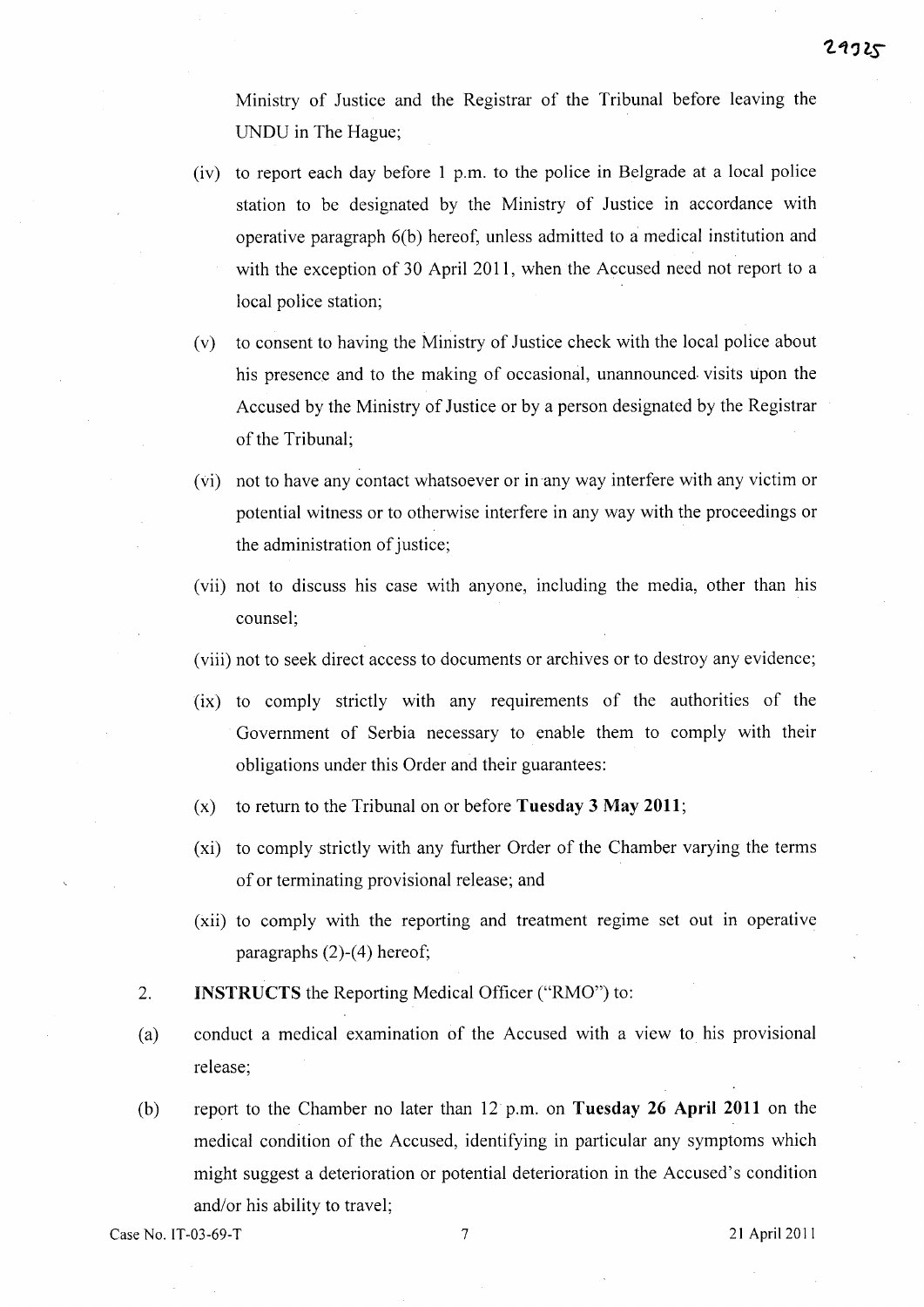Ministry of Justice and the Registrar of the Tribunal before leaving the UNDU in The Hague;

(iv) to report each day before 1 p.m. to the police in Belgrade at a local police station to be designated by the Ministry of Justice in accordance with operative paragraph 6(b) hereof, unless admitted to a medical institution and with the exception of 30 April 2011, when the Accused need not report to a local police station;

(v) to consent to having the Ministry of Justice check with the local police about his presence and to the making of occasional, unannounced visits upon the Accused by the Ministry of Justice or by a person designated by the Registrar of the Tribunal;

(vi) not to have any contact whatsoever or in any way interfere with any victim or potential witness or to otherwise interfere in any way with the proceedings or the administration of justice;

(vii) not to discuss his case with anyone, including the media, other than his counsel;

(viii) not to seek direct access to documents or archives or to destroy any evidence;

(ix) to comply strictly with any requirements of the authorities of the Government of Serbia necessary to enable them to comply with their obligations under this Order and their guarantees:

(x) to return to the Tribunal on or before **Tuesday 3 May 2011**;

(xi) to comply strictly with any further Order of the Chamber varying the terms of or terminating provisional release; and

(xii) to comply with the reporting and treatment regime set out in operative paragraphs (2)-(4) hereof;

2. **INSTRUCTS** the Reporting Medical Officer ("RMO") to:

(a) conduct a medical examination of the Accused with a view to his provisional release;

(b) report to the Chamber no later than 12 p.m. on **Tuesday 26 April 2011** on the medical condition of the Accused, identifying in particular any symptoms which might suggest a deterioration or potential deterioration in the Accused's condition and/or his ability to travel;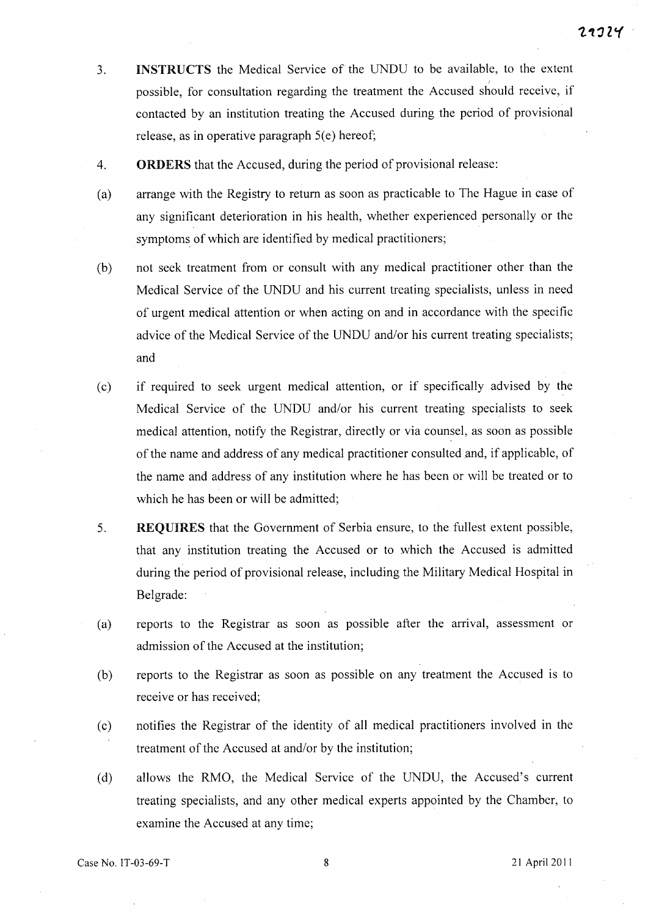3. **INSTRUCTS** the Medical Service of the UNDU to be available, to the extent possible, for consultation regarding the treatment the Accused should receive, if contacted by an institution treating the Accused during the period of provisional release, as in operative paragraph 5(e) hereof;

4. **ORDERS** that the Accused, during the period of provisional release:

(a) arrange with the Registry to return as soon as practicable to The Hague in case of any significant deterioration in his health, whether experienced personally or the symptoms of which are identified by medical practitioners;

(b) not seek treatment from or consult with any medical practitioner other than the Medical Service of the UNDU and his current treating specialists, unless in need of urgent medical attention or when acting on and in accordance with the specific advice of the Medical Service of the UNDU and/or his current treating specialists; and

(c) if required to seek urgent medical attention, or if specifically advised by the Medical Service of the UNDU and/or his current treating specialists to seek medical attention, notify the Registrar, directly or via counsel, as soon as possible of the name and address of any medical practitioner consulted and, if applicable, of the name and address of any institution where he has been or will be treated or to which he has been or will be admitted;

5. **REQUIRES** that the Government of Serbia ensure, to the fullest extent possible, that any institution treating the Accused or to which the Accused is admitted during the period of provisional release, including the Military Medical Hospital in Belgrade:

(a) reports to the Registrar as soon as possible after the arrival, assessment or admission of the Accused at the institution;

(b) reports to the Registrar as soon as possible on any treatment the Accused is to receive or has received;

(c) notifies the Registrar of the identity of all medical practitioners involved in the treatment of the Accused at and/or by the institution;

(d) allows the RMO, the Medical Service of the UNDU, the Accused's current treating specialists, and any other medical experts appointed by the Chamber, to examine the Accused at any time;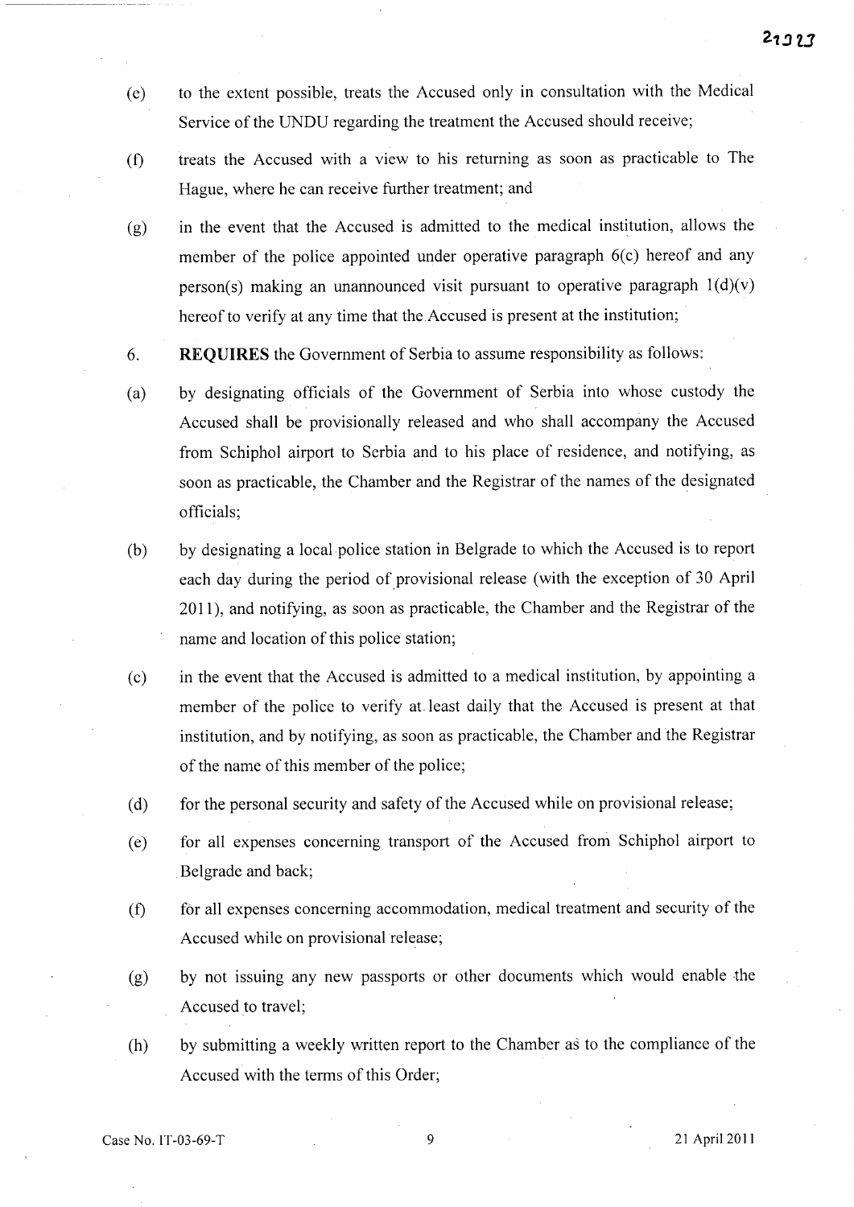(e) to the extent possible, treats the Accused only in consultation with the Medical Service of the UNDU regarding the treatment the Accused should receive;

(f) treats the Accused with a view to his returning as soon as practicable to The Hague, where he can receive further treatment; and

(g) in the event that the Accused is admitted to the medical institution, allows the member of the police appointed under operative paragraph 6(c) hereof and any person(s) making an unannounced visit pursuant to operative paragraph 1(d)(v) hereof to verify at any time that the Accused is present at the institution;

6. **REQUIRES** the Government of Serbia to assume responsibility as follows:

(a) by designating officials of the Government of Serbia into whose custody the Accused shall be provisionally released and who shall accompany the Accused from Schiphol airport to Serbia and to his place of residence, and notifying, as soon as practicable, the Chamber and the Registrar of the names of the designated officials;

(b) by designating a local police station in Belgrade to which the Accused is to report each day during the period of provisional release (with the exception of 30 April 2011), and notifying, as soon as practicable, the Chamber and the Registrar of the name and location of this police station;

(c) in the event that the Accused is admitted to a medical institution, by appointing a member of the police to verify at least daily that the Accused is present at that institution, and by notifying, as soon as practicable, the Chamber and the Registrar of the name of this member of the police;

(d) for the personal security and safety of the Accused while on provisional release;

(e) for all expenses concerning transport of the Accused from Schiphol airport to Belgrade and back;

(f) for all expenses concerning accommodation, medical treatment and security of the Accused while on provisional release;

(g) by not issuing any new passports or other documents which would enable the Accused to travel;

(h) by submitting a weekly written report to the Chamber as to the compliance of the Accused with the terms of this Order;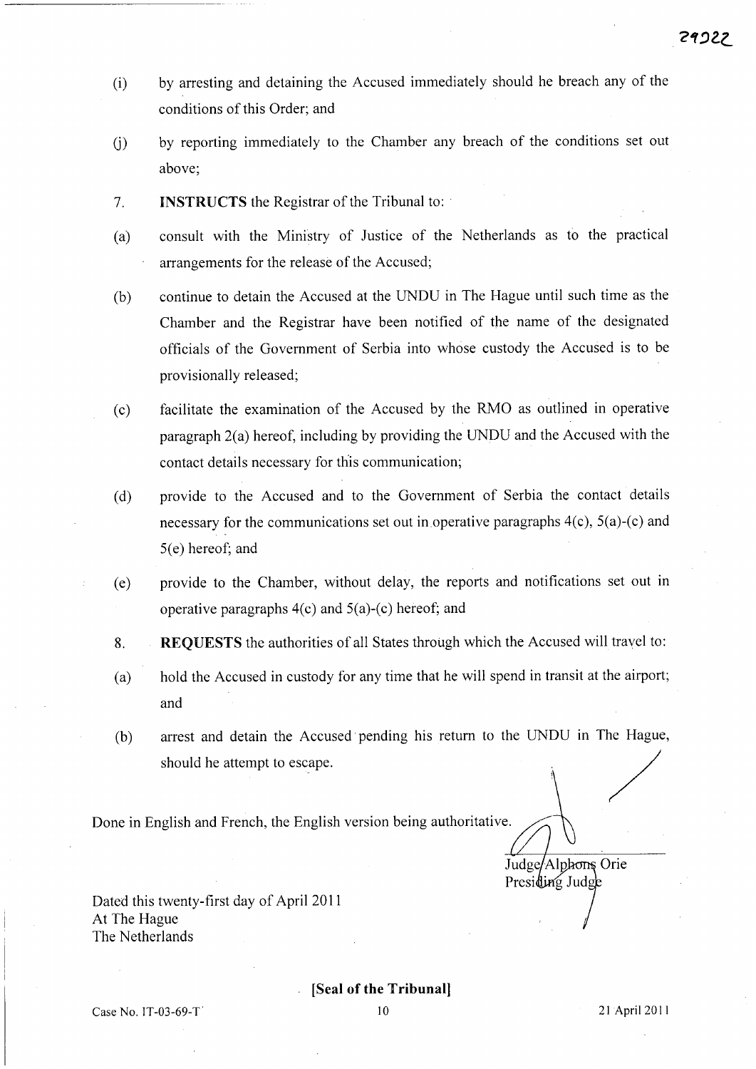(i) by arresting and detaining the Accused immediately should he breach any of the conditions of this Order; and

(j) by reporting immediately to the Chamber any breach of the conditions set out above;

7. **INSTRUCTS** the Registrar of the Tribunal to:

(a) consult with the Ministry of Justice of the Netherlands as to the practical arrangements for the release of the Accused;

(b) continue to detain the Accused at the UNDU in The Hague until such time as the Chamber and the Registrar have been notified of the name of the designated officials of the Government of Serbia into whose custody the Accused is to be provisionally released;

(c) facilitate the examination of the Accused by the RMO as outlined in operative paragraph 2(a) hereof, including by providing the UNDU and the Accused with the contact details necessary for this communication;

(d) provide to the Accused and to the Government of Serbia the contact details necessary for the communications set out in operative paragraphs 4(c), 5(a)-(c) and 5(e) hereof; and

(e) provide to the Chamber, without delay, the reports and notifications set out in operative paragraphs 4(c) and 5(a)-(c) hereof; and

8. **REQUESTS** the authorities of all States through which the Accused will travel to:

(a) hold the Accused in custody for any time that he will spend in transit at the airport; and

(b) arrest and detain the Accused pending his return to the UNDU in The Hague, should he attempt to escape.

Done in English and French, the English version being authoritative.

Judge Alphons Orie
Presiding Judge

Dated this twenty-first day of April 2011
At The Hague
The Netherlands

**[Seal of the Tribunal]**